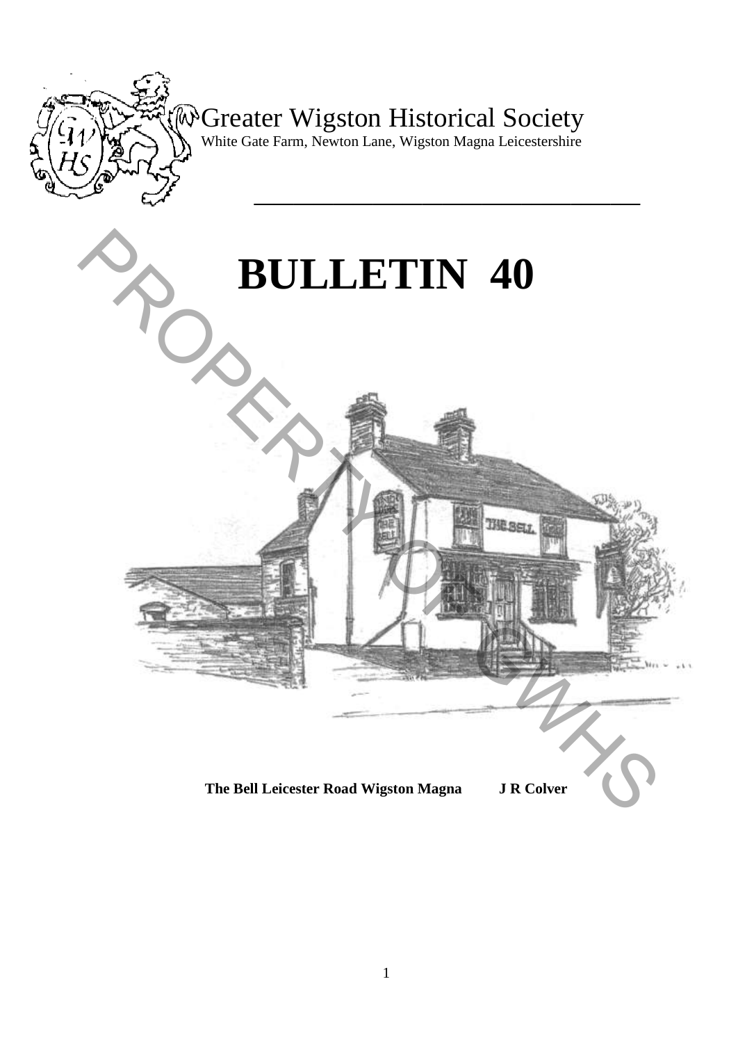Greater Wigston Historical Society

White Gate Farm, Newton Lane, Wigston Magna Leicestershire

# BULLETIN 40

**The Bell Leicester Road Wigston Magna J R Colver**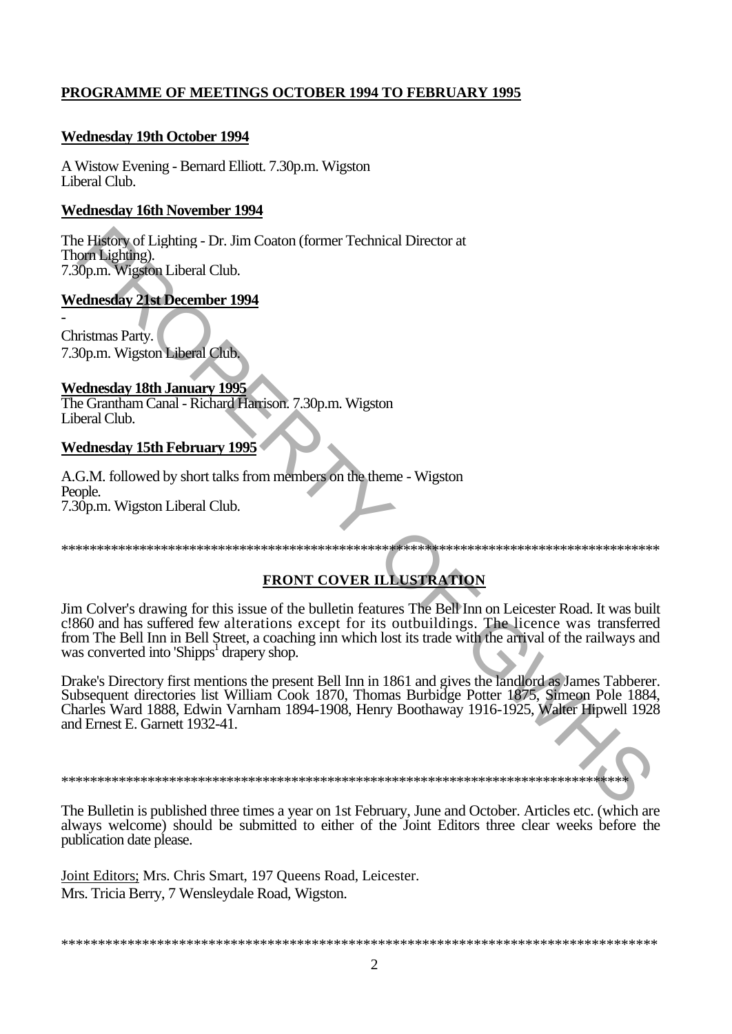## PROGRAMME OF MEETINGS OCTOBER 1994 TO FEBRUARY 1995

### Wednesday 19th October 1994

A Wistow Evening - Bernard Elliott. 7.30p.m. Wigston Liberal Club.

### Wednesday 16th November 1994

The History of Lighting - Dr. Jim Coaton (former Technical Director at Thorn Lighting).
7.30p.m. Wigston Liberal Club.

### Wednesday 21st December 1994

-
Christmas Party.
7.30p.m. Wigston Liberal Club.

### Wednesday 18th January 1995

The Grantham Canal - Richard Harrison. 7.30p.m. Wigston Liberal Club.

### Wednesday 15th February 1995

A.G.M. followed by short talks from members on the theme - Wigston People.
7.30p.m. Wigston Liberal Club.

*****************************************************************************************

## FRONT COVER ILLUSTRATION

Jim Colver's drawing for this issue of the bulletin features The Bell Inn on Leicester Road. It was built c!860 and has suffered few alterations except for its outbuildings. The licence was transferred from The Bell Inn in Bell Street, a coaching inn which lost its trade with the arrival of the railways and was converted into 'Shipps[1] drapery shop.

Drake's Directory first mentions the present Bell Inn in 1861 and gives the landlord as James Tabberer. Subsequent directories list William Cook 1870, Thomas Burbidge Potter 1875, Simeon Pole 1884, Charles Ward 1888, Edwin Varnham 1894-1908, Henry Boothaway 1916-1925, Walter Hipwell 1928 and Ernest E. Garnett 1932-41.

*****************************************************************************************

The Bulletin is published three times a year on 1st February, June and October. Articles etc. (which are always welcome) should be submitted to either of the Joint Editors three clear weeks before the publication date please.

Joint Editors; Mrs. Chris Smart, 197 Queens Road, Leicester.
Mrs. Tricia Berry, 7 Wensleydale Road, Wigston.

*****************************************************************************************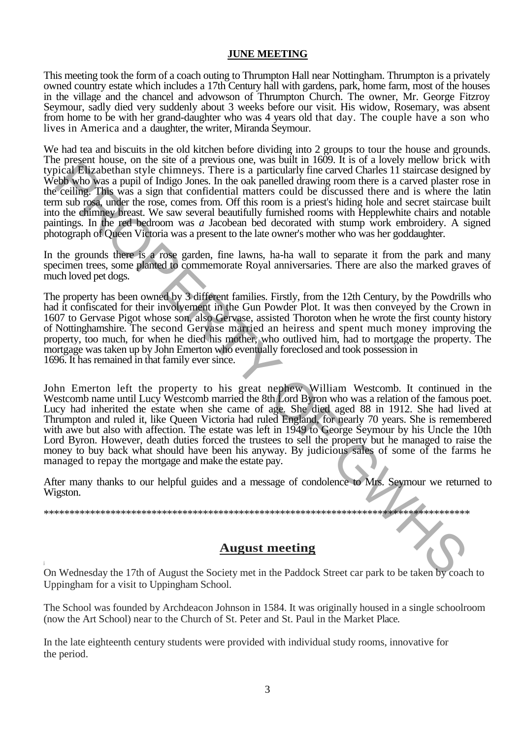## JUNE MEETING

This meeting took the form of a coach outing to Thrumpton Hall near Nottingham. Thrumpton is a privately owned country estate which includes a 17th Century hall with gardens, park, home farm, most of the houses in the village and the chancel and advowson of Thrumpton Church. The owner, Mr. George Fitzroy Seymour, sadly died very suddenly about 3 weeks before our visit. His widow, Rosemary, was absent from home to be with her grand-daughter who was 4 years old that day. The couple have a son who lives in America and a daughter, the writer, Miranda Seymour.

We had tea and biscuits in the old kitchen before dividing into 2 groups to tour the house and grounds. The present house, on the site of a previous one, was built in 1609. It is of a lovely mellow brick with typical Elizabethan style chimneys. There is a particularly fine carved Charles 11 staircase designed by Webb who was a pupil of Indigo Jones. In the oak panelled drawing room there is a carved plaster rose in the ceiling. This was a sign that confidential matters could be discussed there and is where the latin term sub rosa, under the rose, comes from. Off this room is a priest's hiding hole and secret staircase built into the chimney breast. We saw several beautifully furnished rooms with Hepplewhite chairs and notable paintings. In the red bedroom was *a* Jacobean bed decorated with stump work embroidery. A signed photograph of Queen Victoria was a present to the late owner's mother who was her goddaughter.

In the grounds there is a rose garden, fine lawns, ha-ha wall to separate it from the park and many specimen trees, some planted to commemorate Royal anniversaries. There are also the marked graves of much loved pet dogs.

The property has been owned by 3 different families. Firstly, from the 12th Century, by the Powdrills who had it confiscated for their involvement in the Gun Powder Plot. It was then conveyed by the Crown in 1607 to Gervase Pigot whose son, also Gervase, assisted Thoroton when he wrote the first county history of Nottinghamshire. The second Gervase married an heiress and spent much money improving the property, too much, for when he died his mother, who outlived him, had to mortgage the property. The mortgage was taken up by John Emerton who eventually foreclosed and took possession in 1696. It has remained in that family ever since.

John Emerton left the property to his great nephew William Westcomb. It continued in the Westcomb name until Lucy Westcomb married the 8th Lord Byron who was a relation of the famous poet. Lucy had inherited the estate when she came of age. She died aged 88 in 1912. She had lived at Thrumpton and ruled it, like Queen Victoria had ruled England, for nearly 70 years. She is remembered with awe but also with affection. The estate was left in 1949 to George Seymour by his Uncle the 10th Lord Byron. However, death duties forced the trustees to sell the property but he managed to raise the money to buy back what should have been his anyway. By judicious sales of some of the farms he managed to repay the mortgage and make the estate pay.

After many thanks to our helpful guides and a message of condolence to Mrs. Seymour we returned to Wigston.

\*\*\*\*\*\*\*\*\*\*\*\*\*\*\*\*\*\*\*\*\*\*\*\*\*\*\*\*\*\*\*\*\*\*\*\*\*\*\*\*\*\*\*\*\*\*\*\*\*\*\*\*\*\*\*\*\*\*\*\*\*\*\*\*\*\*\*\*\*\*\*\*\*\*\*\*\*\*\*\*\*\*\*\*\*\*\*\*

## August meeting

On Wednesday the 17th of August the Society met in the Paddock Street car park to be taken by coach to Uppingham for a visit to Uppingham School.

The School was founded by Archdeacon Johnson in 1584. It was originally housed in a single schoolroom (now the Art School) near to the Church of St. Peter and St. Paul in the Market Place.

In the late eighteenth century students were provided with individual study rooms, innovative for the period.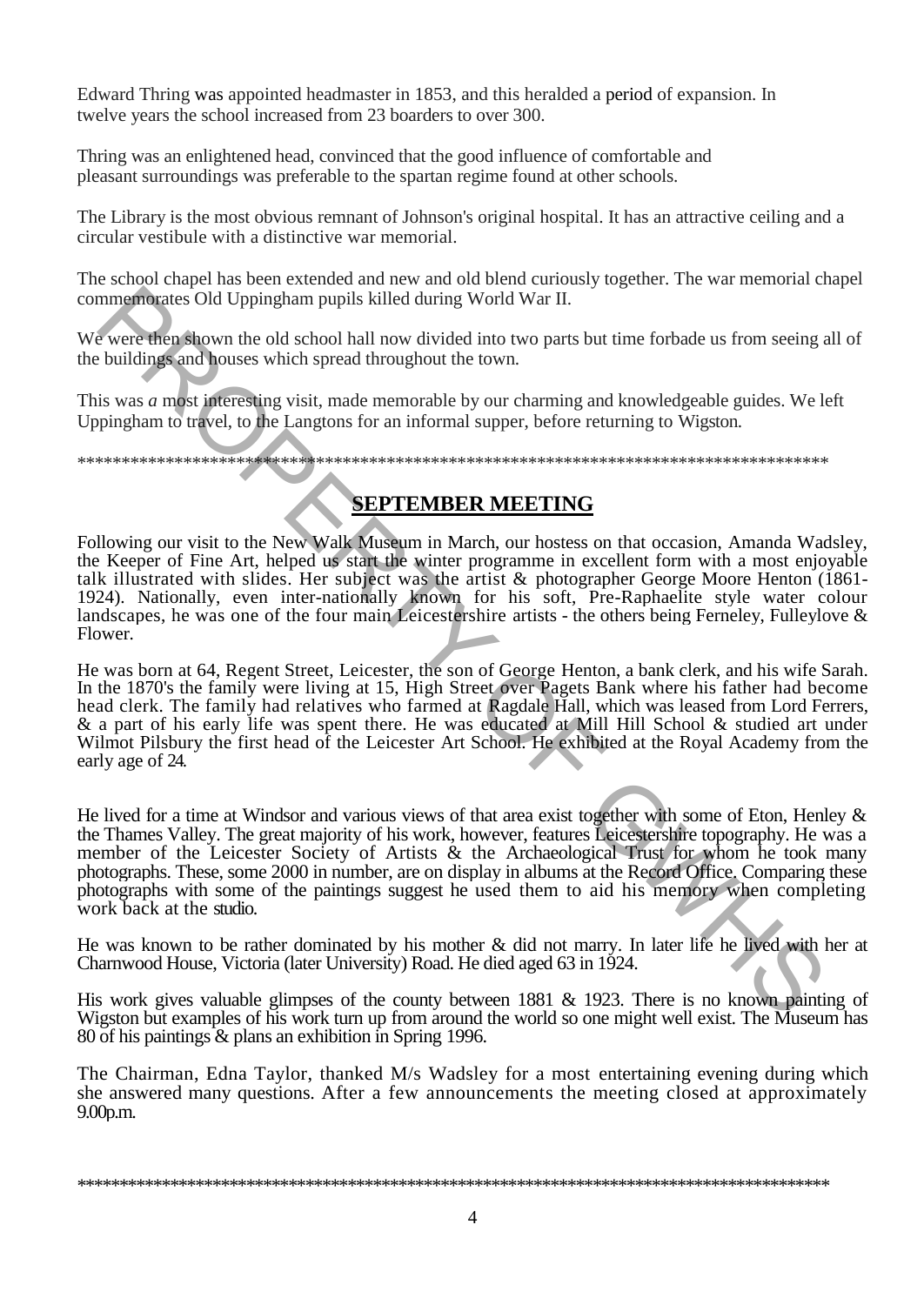Edward Thring was appointed headmaster in 1853, and this heralded a period of expansion. In twelve years the school increased from 23 boarders to over 300.

Thring was an enlightened head, convinced that the good influence of comfortable and pleasant surroundings was preferable to the spartan regime found at other schools.

The Library is the most obvious remnant of Johnson's original hospital. It has an attractive ceiling and a circular vestibule with a distinctive war memorial.

The school chapel has been extended and new and old blend curiously together. The war memorial chapel commemorates Old Uppingham pupils killed during World War II.

We were then shown the old school hall now divided into two parts but time forbade us from seeing all of the buildings and houses which spread throughout the town.

This was *a* most interesting visit, made memorable by our charming and knowledgeable guides. We left Uppingham to travel, to the Langtons for an informal supper, before returning to Wigston.

************************************************************************************************

## SEPTEMBER MEETING

Following our visit to the New Walk Museum in March, our hostess on that occasion, Amanda Wadsley, the Keeper of Fine Art, helped us start the winter programme in excellent form with a most enjoyable talk illustrated with slides. Her subject was the artist & photographer George Moore Henton (1861-1924). Nationally, even inter-nationally known for his soft, Pre-Raphaelite style water colour landscapes, he was one of the four main Leicestershire artists - the others being Ferneley, Fulleylove & Flower.

He was born at 64, Regent Street, Leicester, the son of George Henton, a bank clerk, and his wife Sarah. In the 1870's the family were living at 15, High Street over Pagets Bank where his father had become head clerk. The family had relatives who farmed at Ragdale Hall, which was leased from Lord Ferrers, & a part of his early life was spent there. He was educated at Mill Hill School & studied art under Wilmot Pilsbury the first head of the Leicester Art School. He exhibited at the Royal Academy from the early age of 24.

He lived for a time at Windsor and various views of that area exist together with some of Eton, Henley & the Thames Valley. The great majority of his work, however, features Leicestershire topography. He was a member of the Leicester Society of Artists & the Archaeological Trust for whom he took many photographs. These, some 2000 in number, are on display in albums at the Record Office. Comparing these photographs with some of the paintings suggest he used them to aid his memory when completing work back at the studio.

He was known to be rather dominated by his mother & did not marry. In later life he lived with her at Charnwood House, Victoria (later University) Road. He died aged 63 in 1924.

His work gives valuable glimpses of the county between 1881 & 1923. There is no known painting of Wigston but examples of his work turn up from around the world so one might well exist. The Museum has 80 of his paintings & plans an exhibition in Spring 1996.

The Chairman, Edna Taylor, thanked M/s Wadsley for a most entertaining evening during which she answered many questions. After a few announcements the meeting closed at approximately 9.00p.m.

************************************************************************************************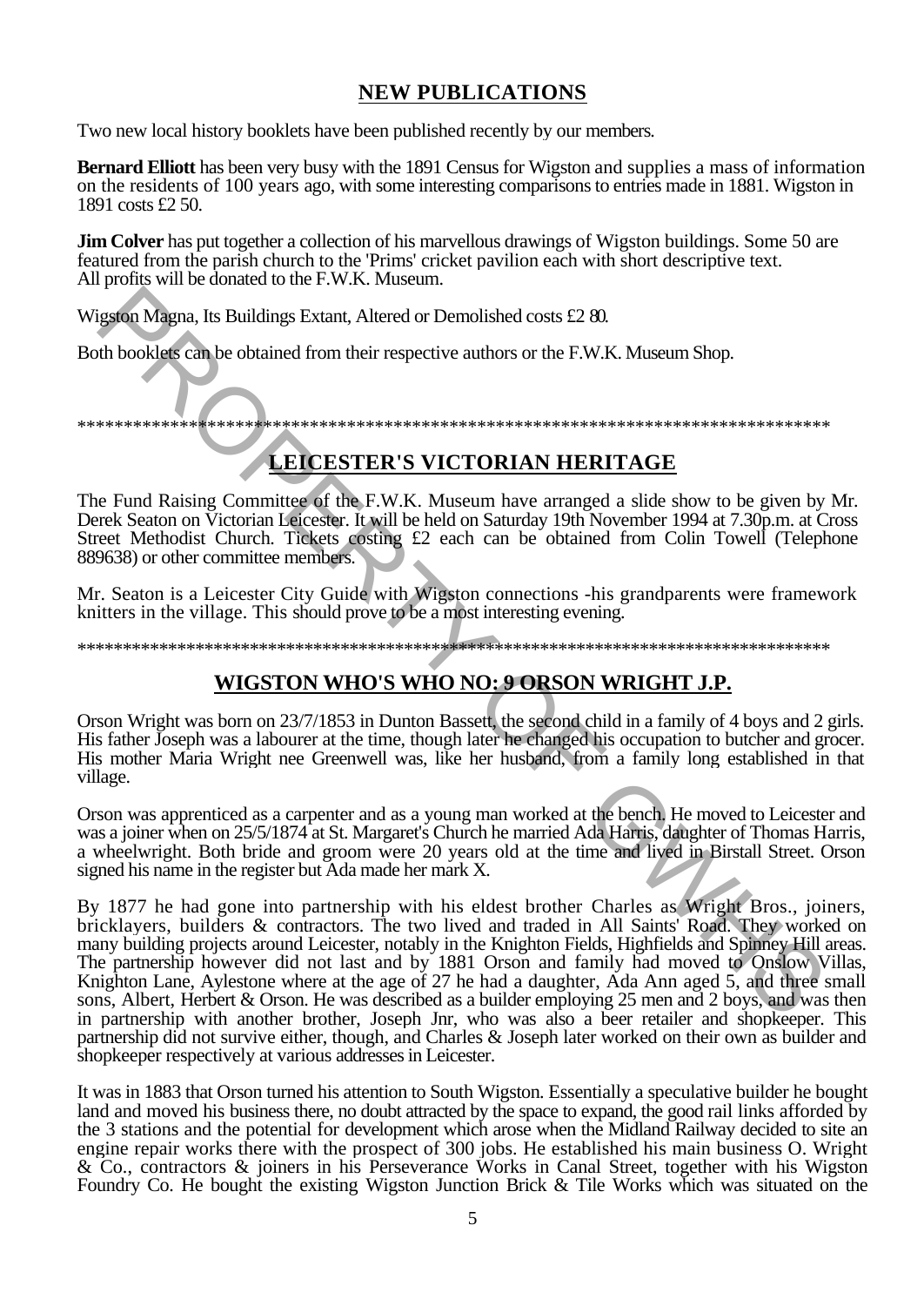## NEW PUBLICATIONS

Two new local history booklets have been published recently by our members.

**Bernard Elliott** has been very busy with the 1891 Census for Wigston and supplies a mass of information on the residents of 100 years ago, with some interesting comparisons to entries made in 1881. Wigston in 1891 costs £2 50.

**Jim Colver** has put together a collection of his marvellous drawings of Wigston buildings. Some 50 are featured from the parish church to the 'Prims' cricket pavilion each with short descriptive text. All profits will be donated to the F.W.K. Museum.

Wigston Magna, Its Buildings Extant, Altered or Demolished costs £2 80.

Both booklets can be obtained from their respective authors or the F.W.K. Museum Shop.

*******************************************************************************

## LEICESTER'S VICTORIAN HERITAGE

The Fund Raising Committee of the F.W.K. Museum have arranged a slide show to be given by Mr. Derek Seaton on Victorian Leicester. It will be held on Saturday 19th November 1994 at 7.30p.m. at Cross Street Methodist Church. Tickets costing £2 each can be obtained from Colin Towell (Telephone 889638) or other committee members.

Mr. Seaton is a Leicester City Guide with Wigston connections -his grandparents were framework knitters in the village. This should prove to be a most interesting evening.

*******************************************************************************

## WIGSTON WHO'S WHO NO: 9 ORSON WRIGHT J.P.

Orson Wright was born on 23/7/1853 in Dunton Bassett, the second child in a family of 4 boys and 2 girls. His father Joseph was a labourer at the time, though later he changed his occupation to butcher and grocer. His mother Maria Wright nee Greenwell was, like her husband, from a family long established in that village.

Orson was apprenticed as a carpenter and as a young man worked at the bench. He moved to Leicester and was a joiner when on 25/5/1874 at St. Margaret's Church he married Ada Harris, daughter of Thomas Harris, a wheelwright. Both bride and groom were 20 years old at the time and lived in Birstall Street. Orson signed his name in the register but Ada made her mark X.

By 1877 he had gone into partnership with his eldest brother Charles as Wright Bros., joiners, bricklayers, builders & contractors. The two lived and traded in All Saints' Road. They worked on many building projects around Leicester, notably in the Knighton Fields, Highfields and Spinney Hill areas. The partnership however did not last and by 1881 Orson and family had moved to Onslow Villas, Knighton Lane, Aylestone where at the age of 27 he had a daughter, Ada Ann aged 5, and three small sons, Albert, Herbert & Orson. He was described as a builder employing 25 men and 2 boys, and was then in partnership with another brother, Joseph Jnr, who was also a beer retailer and shopkeeper. This partnership did not survive either, though, and Charles & Joseph later worked on their own as builder and shopkeeper respectively at various addresses in Leicester.

It was in 1883 that Orson turned his attention to South Wigston. Essentially a speculative builder he bought land and moved his business there, no doubt attracted by the space to expand, the good rail links afforded by the 3 stations and the potential for development which arose when the Midland Railway decided to site an engine repair works there with the prospect of 300 jobs. He established his main business O. Wright & Co., contractors & joiners in his Perseverance Works in Canal Street, together with his Wigston Foundry Co. He bought the existing Wigston Junction Brick & Tile Works which was situated on the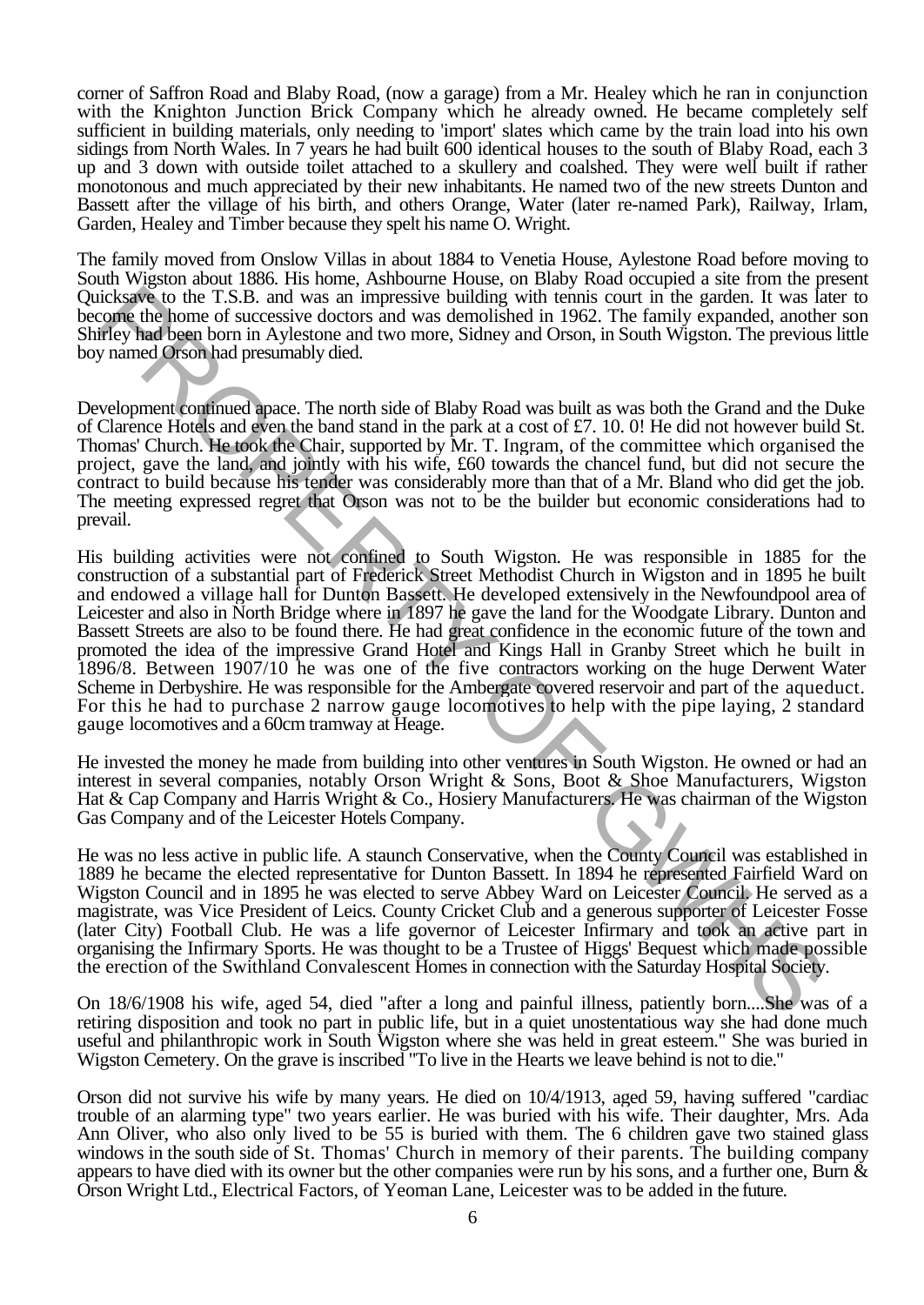corner of Saffron Road and Blaby Road, (now a garage) from a Mr. Healey which he ran in conjunction with the Knighton Junction Brick Company which he already owned. He became completely self sufficient in building materials, only needing to 'import' slates which came by the train load into his own sidings from North Wales. In 7 years he had built 600 identical houses to the south of Blaby Road, each 3 up and 3 down with outside toilet attached to a skullery and coalshed. They were well built if rather monotonous and much appreciated by their new inhabitants. He named two of the new streets Dunton and Bassett after the village of his birth, and others Orange, Water (later re-named Park), Railway, Irlam, Garden, Healey and Timber because they spelt his name O. Wright.

The family moved from Onslow Villas in about 1884 to Venetia House, Aylestone Road before moving to South Wigston about 1886. His home, Ashbourne House, on Blaby Road occupied a site from the present Quicksave to the T.S.B. and was an impressive building with tennis court in the garden. It was later to become the home of successive doctors and was demolished in 1962. The family expanded, another son Shirley had been born in Aylestone and two more, Sidney and Orson, in South Wigston. The previous little boy named Orson had presumably died.

Development continued apace. The north side of Blaby Road was built as was both the Grand and the Duke of Clarence Hotels and even the band stand in the park at a cost of £7. 10. 0! He did not however build St. Thomas' Church. He took the Chair, supported by Mr. T. Ingram, of the committee which organised the project, gave the land, and jointly with his wife, £60 towards the chancel fund, but did not secure the contract to build because his tender was considerably more than that of a Mr. Bland who did get the job. The meeting expressed regret that Orson was not to be the builder but economic considerations had to prevail.

His building activities were not confined to South Wigston. He was responsible in 1885 for the construction of a substantial part of Frederick Street Methodist Church in Wigston and in 1895 he built and endowed a village hall for Dunton Bassett. He developed extensively in the Newfoundpool area of Leicester and also in North Bridge where in 1897 he gave the land for the Woodgate Library. Dunton and Bassett Streets are also to be found there. He had great confidence in the economic future of the town and promoted the idea of the impressive Grand Hotel and Kings Hall in Granby Street which he built in 1896/8. Between 1907/10 he was one of the five contractors working on the huge Derwent Water Scheme in Derbyshire. He was responsible for the Ambergate covered reservoir and part of the aqueduct. For this he had to purchase 2 narrow gauge locomotives to help with the pipe laying, 2 standard gauge locomotives and a 60cm tramway at Heage.

He invested the money he made from building into other ventures in South Wigston. He owned or had an interest in several companies, notably Orson Wright & Sons, Boot & Shoe Manufacturers, Wigston Hat & Cap Company and Harris Wright & Co., Hosiery Manufacturers. He was chairman of the Wigston Gas Company and of the Leicester Hotels Company.

He was no less active in public life. A staunch Conservative, when the County Council was established in 1889 he became the elected representative for Dunton Bassett. In 1894 he represented Fairfield Ward on Wigston Council and in 1895 he was elected to serve Abbey Ward on Leicester Council. He served as a magistrate, was Vice President of Leics. County Cricket Club and a generous supporter of Leicester Fosse (later City) Football Club. He was a life governor of Leicester Infirmary and took an active part in organising the Infirmary Sports. He was thought to be a Trustee of Higgs' Bequest which made possible the erection of the Swithland Convalescent Homes in connection with the Saturday Hospital Society.

On 18/6/1908 his wife, aged 54, died "after a long and painful illness, patiently born....She was of a retiring disposition and took no part in public life, but in a quiet unostentatious way she had done much useful and philanthropic work in South Wigston where she was held in great esteem." She was buried in Wigston Cemetery. On the grave is inscribed "To live in the Hearts we leave behind is not to die."

Orson did not survive his wife by many years. He died on 10/4/1913, aged 59, having suffered "cardiac trouble of an alarming type" two years earlier. He was buried with his wife. Their daughter, Mrs. Ada Ann Oliver, who also only lived to be 55 is buried with them. The 6 children gave two stained glass windows in the south side of St. Thomas' Church in memory of their parents. The building company appears to have died with its owner but the other companies were run by his sons, and a further one, Burn & Orson Wright Ltd., Electrical Factors, of Yeoman Lane, Leicester was to be added in the future.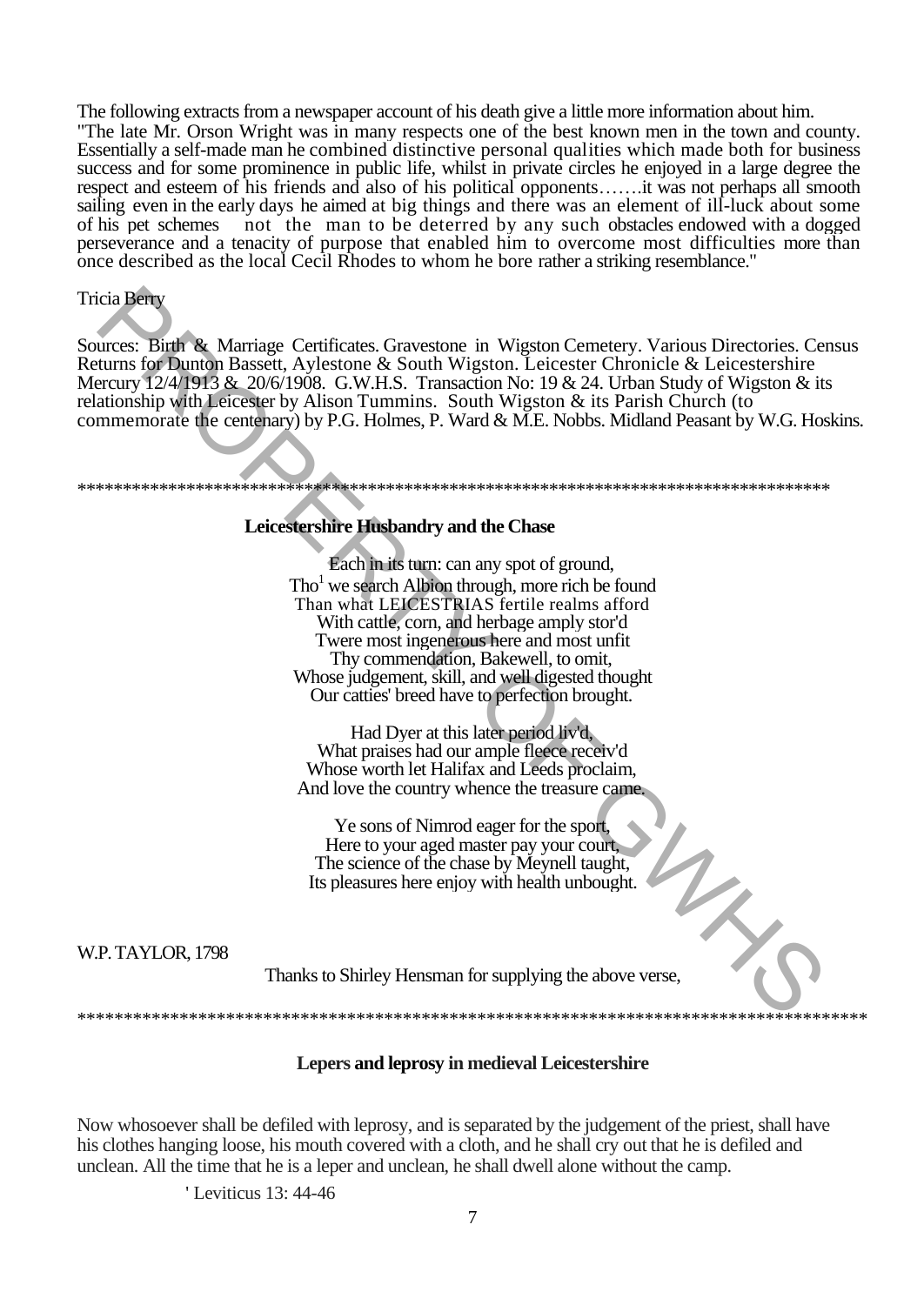The following extracts from a newspaper account of his death give a little more information about him. "The late Mr. Orson Wright was in many respects one of the best known men in the town and county. Essentially a self-made man he combined distinctive personal qualities which made both for business success and for some prominence in public life, whilst in private circles he enjoyed in a large degree the respect and esteem of his friends and also of his political opponents…….it was not perhaps all smooth sailing even in the early days he aimed at big things and there was an element of ill-luck about some of his pet schemes not the man to be deterred by any such obstacles endowed with a dogged perseverance and a tenacity of purpose that enabled him to overcome most difficulties more than once described as the local Cecil Rhodes to whom he bore rather a striking resemblance."

Tricia Berry

Sources: Birth & Marriage Certificates. Gravestone in Wigston Cemetery. Various Directories. Census Returns for Dunton Bassett, Aylestone & South Wigston. Leicester Chronicle & Leicestershire Mercury 12/4/1913 & 20/6/1908. G.W.H.S. Transaction No: 19 & 24. Urban Study of Wigston & its relationship with Leicester by Alison Tummins. South Wigston & its Parish Church (to commemorate the centenary) by P.G. Holmes, P. Ward & M.E. Nobbs. Midland Peasant by W.G. Hoskins.

**********************************************************************************

## Leicestershire Husbandry and the Chase

Each in its turn: can any spot of ground,  
Tho[1] we search Albion through, more rich be found  
Than what LEICESTRIAS fertile realms afford  
With cattle, corn, and herbage amply stor'd  
Twere most ingenerous here and most unfit  
Thy commendation, Bakewell, to omit,  
Whose judgement, skill, and well digested thought  
Our catties' breed have to perfection brought.

Had Dyer at this later period liv'd,  
What praises had our ample fleece receiv'd  
Whose worth let Halifax and Leeds proclaim,  
And love the country whence the treasure came.

Ye sons of Nimrod eager for the sport,  
Here to your aged master pay your court,  
The science of the chase by Meynell taught,  
Its pleasures here enjoy with health unbought.

W.P. TAYLOR, 1798

Thanks to Shirley Hensman for supplying the above verse,

**********************************************************************************

## Lepers and leprosy in medieval Leicestershire

Now whosoever shall be defiled with leprosy, and is separated by the judgement of the priest, shall have his clothes hanging loose, his mouth covered with a cloth, and he shall cry out that he is defiled and unclean. All the time that he is a leper and unclean, he shall dwell alone without the camp.

' Leviticus 13: 44-46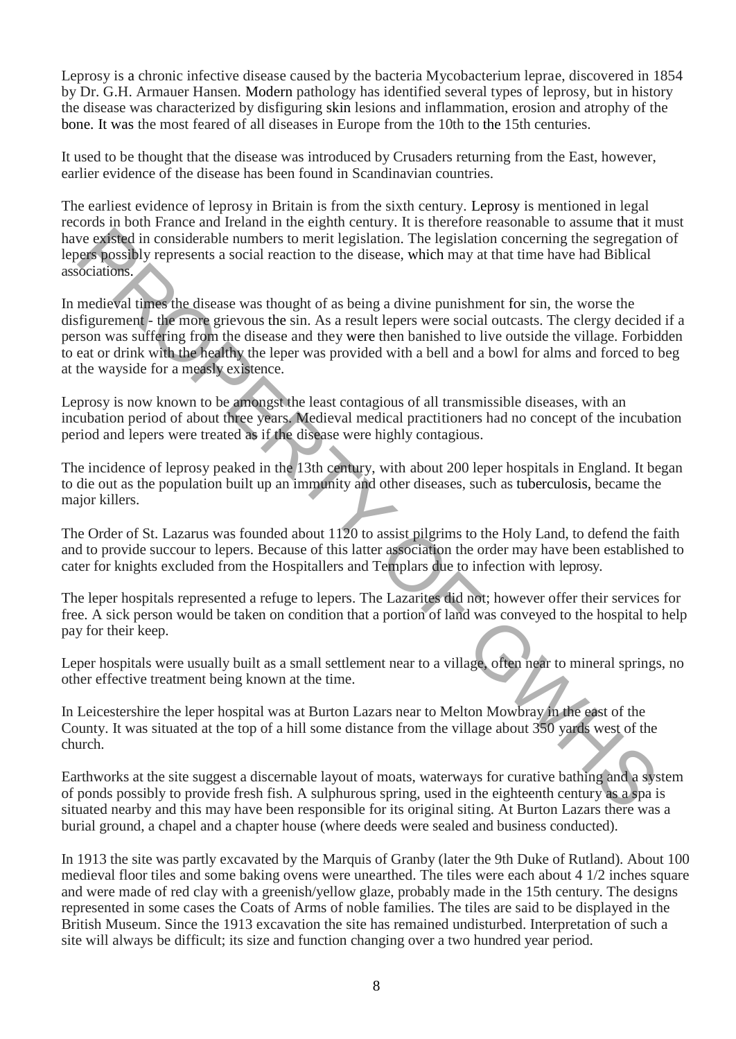Leprosy is a chronic infective disease caused by the bacteria Mycobacterium leprae, discovered in 1854 by Dr. G.H. Armauer Hansen. Modern pathology has identified several types of leprosy, but in history the disease was characterized by disfiguring skin lesions and inflammation, erosion and atrophy of the bone. It was the most feared of all diseases in Europe from the 10th to the 15th centuries.

It used to be thought that the disease was introduced by Crusaders returning from the East, however, earlier evidence of the disease has been found in Scandinavian countries.

The earliest evidence of leprosy in Britain is from the sixth century. Leprosy is mentioned in legal records in both France and Ireland in the eighth century. It is therefore reasonable to assume that it must have existed in considerable numbers to merit legislation. The legislation concerning the segregation of lepers possibly represents a social reaction to the disease, which may at that time have had Biblical associations.

In medieval times the disease was thought of as being a divine punishment for sin, the worse the disfigurement - the more grievous the sin. As a result lepers were social outcasts. The clergy decided if a person was suffering from the disease and they were then banished to live outside the village. Forbidden to eat or drink with the healthy the leper was provided with a bell and a bowl for alms and forced to beg at the wayside for a measly existence.

Leprosy is now known to be amongst the least contagious of all transmissible diseases, with an incubation period of about three years. Medieval medical practitioners had no concept of the incubation period and lepers were treated as if the disease were highly contagious.

The incidence of leprosy peaked in the 13th century, with about 200 leper hospitals in England. It began to die out as the population built up an immunity and other diseases, such as tuberculosis, became the major killers.

The Order of St. Lazarus was founded about 1120 to assist pilgrims to the Holy Land, to defend the faith and to provide succour to lepers. Because of this latter association the order may have been established to cater for knights excluded from the Hospitallers and Templars due to infection with leprosy.

The leper hospitals represented a refuge to lepers. The Lazarites did not; however offer their services for free. A sick person would be taken on condition that a portion of land was conveyed to the hospital to help pay for their keep.

Leper hospitals were usually built as a small settlement near to a village, often near to mineral springs, no other effective treatment being known at the time.

In Leicestershire the leper hospital was at Burton Lazars near to Melton Mowbray in the east of the County. It was situated at the top of a hill some distance from the village about 350 yards west of the church.

Earthworks at the site suggest a discernable layout of moats, waterways for curative bathing and a system of ponds possibly to provide fresh fish. A sulphurous spring, used in the eighteenth century as a spa is situated nearby and this may have been responsible for its original siting. At Burton Lazars there was a burial ground, a chapel and a chapter house (where deeds were sealed and business conducted).

In 1913 the site was partly excavated by the Marquis of Granby (later the 9th Duke of Rutland). About 100 medieval floor tiles and some baking ovens were unearthed. The tiles were each about 4 1/2 inches square and were made of red clay with a greenish/yellow glaze, probably made in the 15th century. The designs represented in some cases the Coats of Arms of noble families. The tiles are said to be displayed in the British Museum. Since the 1913 excavation the site has remained undisturbed. Interpretation of such a site will always be difficult; its size and function changing over a two hundred year period.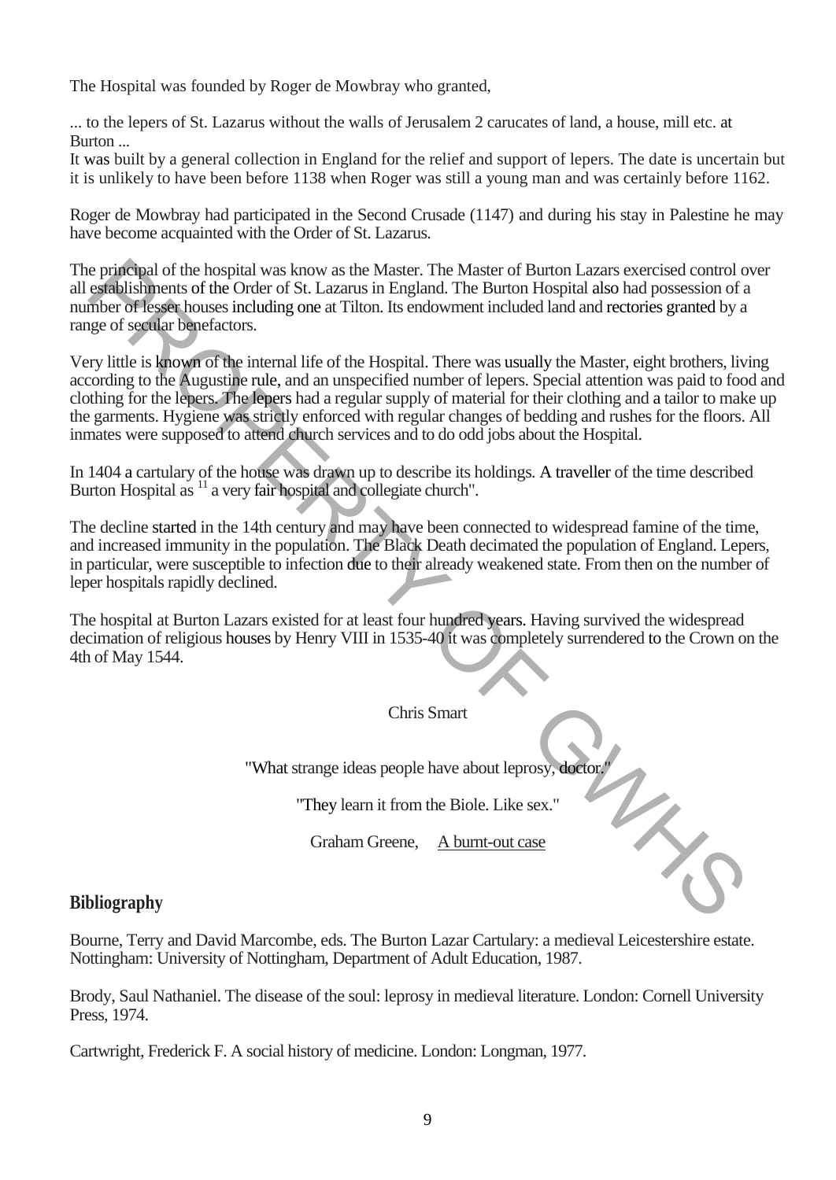The Hospital was founded by Roger de Mowbray who granted,

... to the lepers of St. Lazarus without the walls of Jerusalem 2 carucates of land, a house, mill etc. at Burton ...

It was built by a general collection in England for the relief and support of lepers. The date is uncertain but it is unlikely to have been before 1138 when Roger was still a young man and was certainly before 1162.

Roger de Mowbray had participated in the Second Crusade (1147) and during his stay in Palestine he may have become acquainted with the Order of St. Lazarus.

The principal of the hospital was know as the Master. The Master of Burton Lazars exercised control over all establishments of the Order of St. Lazarus in England. The Burton Hospital also had possession of a number of lesser houses including one at Tilton. Its endowment included land and rectories granted by a range of secular benefactors.

Very little is known of the internal life of the Hospital. There was usually the Master, eight brothers, living according to the Augustine rule, and an unspecified number of lepers. Special attention was paid to food and clothing for the lepers. The lepers had a regular supply of material for their clothing and a tailor to make up the garments. Hygiene was strictly enforced with regular changes of bedding and rushes for the floors. All inmates were supposed to attend church services and to do odd jobs about the Hospital.

In 1404 a cartulary of the house was drawn up to describe its holdings. A traveller of the time described Burton Hospital as [11] a very fair hospital and collegiate church".

The decline started in the 14th century and may have been connected to widespread famine of the time, and increased immunity in the population. The Black Death decimated the population of England. Lepers, in particular, were susceptible to infection due to their already weakened state. From then on the number of leper hospitals rapidly declined.

The hospital at Burton Lazars existed for at least four hundred years. Having survived the widespread decimation of religious houses by Henry VIII in 1535-40 it was completely surrendered to the Crown on the 4th of May 1544.

Chris Smart

"What strange ideas people have about leprosy, doctor."

"They learn it from the Biole. Like sex."

Graham Greene, <u>A burnt-out case</u>

## Bibliography

Bourne, Terry and David Marcombe, eds. The Burton Lazar Cartulary: a medieval Leicestershire estate. Nottingham: University of Nottingham, Department of Adult Education, 1987.

Brody, Saul Nathaniel. The disease of the soul: leprosy in medieval literature. London: Cornell University Press, 1974.

Cartwright, Frederick F. A social history of medicine. London: Longman, 1977.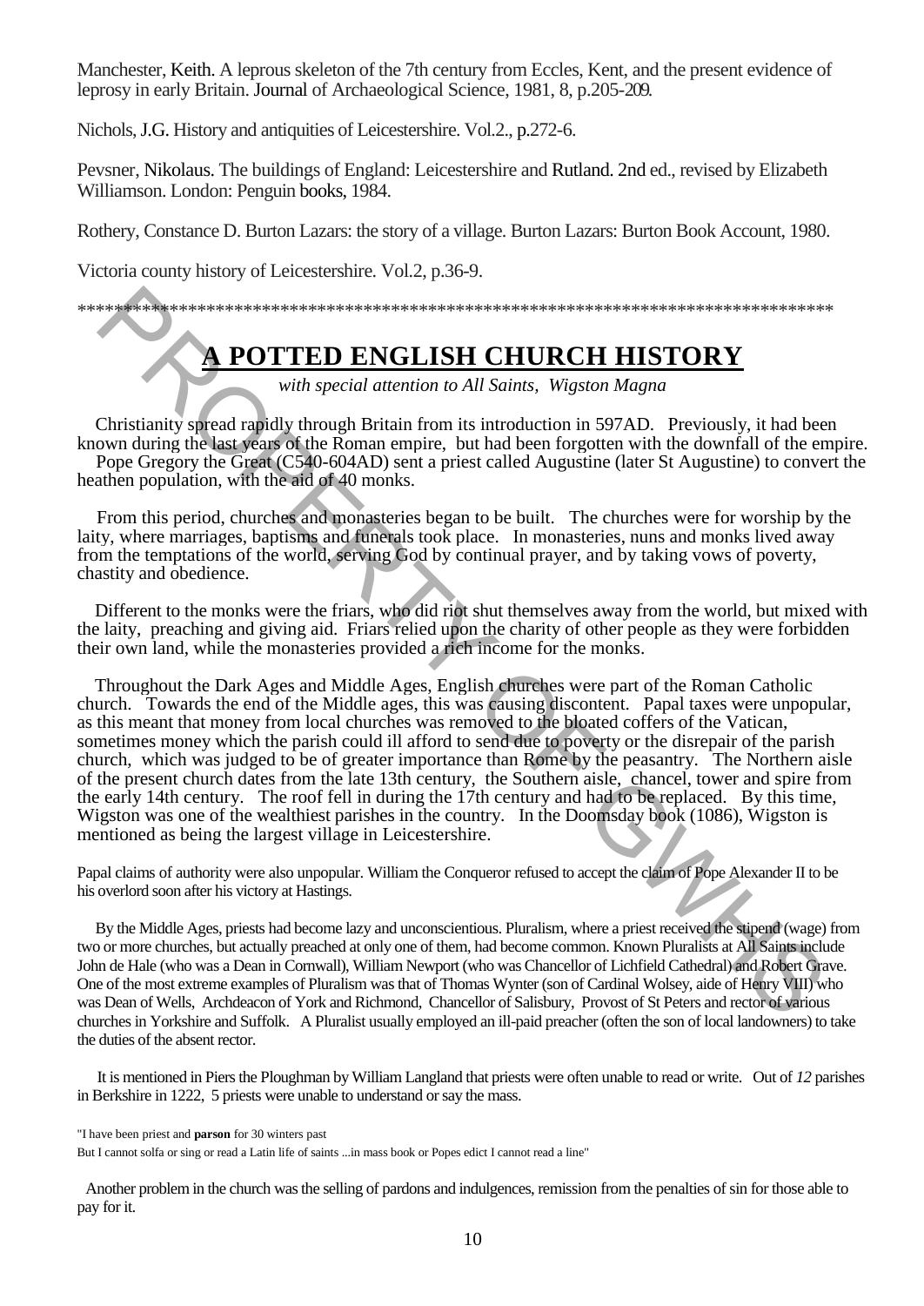Manchester, Keith. A leprous skeleton of the 7th century from Eccles, Kent, and the present evidence of leprosy in early Britain. Journal of Archaeological Science, 1981, 8, p.205-209.

Nichols, J.G. History and antiquities of Leicestershire. Vol.2., p.272-6.

Pevsner, Nikolaus. The buildings of England: Leicestershire and Rutland. 2nd ed., revised by Elizabeth Williamson. London: Penguin books, 1984.

Rothery, Constance D. Burton Lazars: the story of a village. Burton Lazars: Burton Book Account, 1980.

Victoria county history of Leicestershire. Vol.2, p.36-9.

\*\*\*\*\*\*\*\*\*\*\*\*\*\*\*\*\*\*\*\*\*\*\*\*\*\*\*\*\*\*\*\*\*\*\*\*\*\*\*\*\*\*\*\*\*\*\*\*\*\*\*\*\*\*\*\*\*\*\*\*\*\*\*\*\*\*\*\*\*\*\*\*\*\*\*\*\*\*\*\*

# A POTTED ENGLISH CHURCH HISTORY

*with special attention to All Saints, Wigston Magna*

Christianity spread rapidly through Britain from its introduction in 597AD. Previously, it had been known during the last years of the Roman empire, but had been forgotten with the downfall of the empire. Pope Gregory the Great (C540-604AD) sent a priest called Augustine (later St Augustine) to convert the heathen population, with the aid of 40 monks.

From this period, churches and monasteries began to be built. The churches were for worship by the laity, where marriages, baptisms and funerals took place. In monasteries, nuns and monks lived away from the temptations of the world, serving God by continual prayer, and by taking vows of poverty, chastity and obedience.

Different to the monks were the friars, who did not shut themselves away from the world, but mixed with the laity, preaching and giving aid. Friars relied upon the charity of other people as they were forbidden their own land, while the monasteries provided a rich income for the monks.

Throughout the Dark Ages and Middle Ages, English churches were part of the Roman Catholic church. Towards the end of the Middle ages, this was causing discontent. Papal taxes were unpopular, as this meant that money from local churches was removed to the bloated coffers of the Vatican, sometimes money which the parish could ill afford to send due to poverty or the disrepair of the parish church, which was judged to be of greater importance than Rome by the peasantry. The Northern aisle of the present church dates from the late 13th century, the Southern aisle, chancel, tower and spire from the early 14th century. The roof fell in during the 17th century and had to be replaced. By this time, Wigston was one of the wealthiest parishes in the country. In the Doomsday book (1086), Wigston is mentioned as being the largest village in Leicestershire.

Papal claims of authority were also unpopular. William the Conqueror refused to accept the claim of Pope Alexander II to be his overlord soon after his victory at Hastings.

By the Middle Ages, priests had become lazy and unconscientious. Pluralism, where a priest received the stipend (wage) from two or more churches, but actually preached at only one of them, had become common. Known Pluralists at All Saints include John de Hale (who was a Dean in Cornwall), William Newport (who was Chancellor of Lichfield Cathedral) and Robert Grave. One of the most extreme examples of Pluralism was that of Thomas Wynter (son of Cardinal Wolsey, aide of Henry VIII) who was Dean of Wells, Archdeacon of York and Richmond, Chancellor of Salisbury, Provost of St Peters and rector of various churches in Yorkshire and Suffolk. A Pluralist usually employed an ill-paid preacher (often the son of local landowners) to take the duties of the absent rector.

It is mentioned in Piers the Ploughman by William Langland that priests were often unable to read or write. Out of *12* parishes in Berkshire in 1222, 5 priests were unable to understand or say the mass.

"I have been priest and **parson** for 30 winters past

But I cannot solfa or sing or read a Latin life of saints ...in mass book or Popes edict I cannot read a line"

Another problem in the church was the selling of pardons and indulgences, remission from the penalties of sin for those able to pay for it.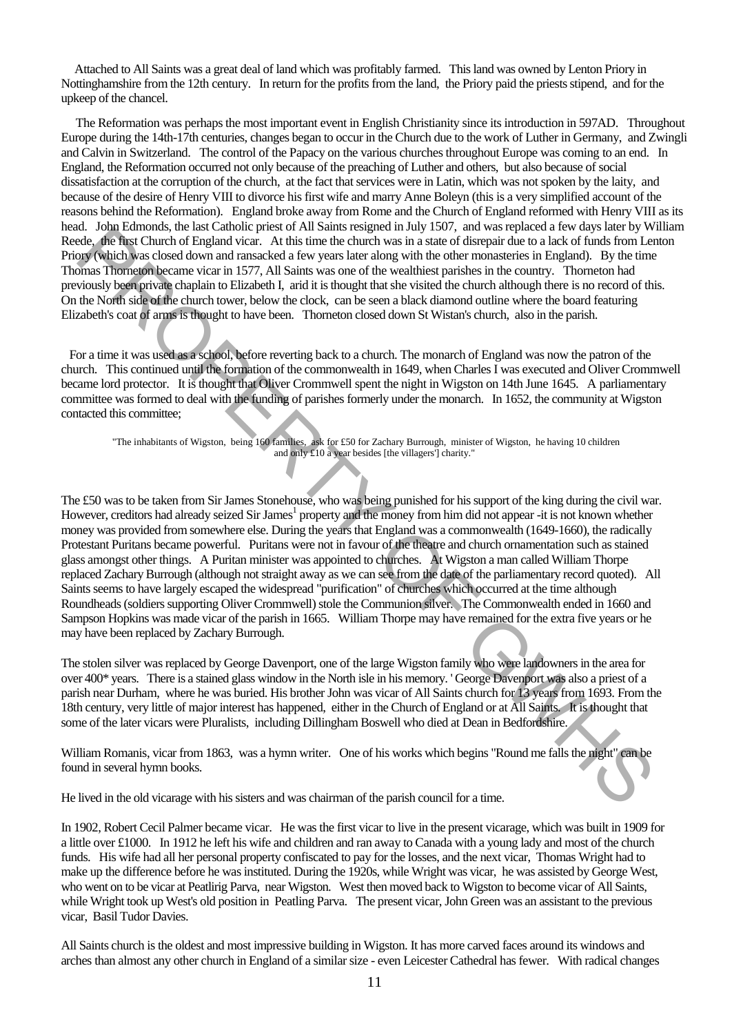Attached to All Saints was a great deal of land which was profitably farmed. This land was owned by Lenton Priory in Nottinghamshire from the 12th century. In return for the profits from the land, the Priory paid the priests stipend, and for the upkeep of the chancel.

The Reformation was perhaps the most important event in English Christianity since its introduction in 597AD. Throughout Europe during the 14th-17th centuries, changes began to occur in the Church due to the work of Luther in Germany, and Zwingli and Calvin in Switzerland. The control of the Papacy on the various churches throughout Europe was coming to an end. In England, the Reformation occurred not only because of the preaching of Luther and others, but also because of social dissatisfaction at the corruption of the church, at the fact that services were in Latin, which was not spoken by the laity, and because of the desire of Henry VIII to divorce his first wife and marry Anne Boleyn (this is a very simplified account of the reasons behind the Reformation). England broke away from Rome and the Church of England reformed with Henry VIII as its head. John Edmonds, the last Catholic priest of All Saints resigned in July 1507, and was replaced a few days later by William Reede, the first Church of England vicar. At this time the church was in a state of disrepair due to a lack of funds from Lenton Priory (which was closed down and ransacked a few years later along with the other monasteries in England). By the time Thomas Thorneton became vicar in 1577, All Saints was one of the wealthiest parishes in the country. Thorneton had previously been private chaplain to Elizabeth I, arid it is thought that she visited the church although there is no record of this. On the North side of the church tower, below the clock, can be seen a black diamond outline where the board featuring Elizabeth's coat of arms is thought to have been. Thorneton closed down St Wistan's church, also in the parish.

For a time it was used as a school, before reverting back to a church. The monarch of England was now the patron of the church. This continued until the formation of the commonwealth in 1649, when Charles I was executed and Oliver Crommwell became lord protector. It is thought that Oliver Crommwell spent the night in Wigston on 14th June 1645. A parliamentary committee was formed to deal with the funding of parishes formerly under the monarch. In 1652, the community at Wigston contacted this committee;

> "The inhabitants of Wigston, being 160 families, ask for £50 for Zachary Burrough, minister of Wigston, he having 10 children and only £10 a year besides [the villagers'] charity."

The £50 was to be taken from Sir James Stonehouse, who was being punished for his support of the king during the civil war. However, creditors had already seized Sir James[1] property and the money from him did not appear -it is not known whether money was provided from somewhere else. During the years that England was a commonwealth (1649-1660), the radically Protestant Puritans became powerful. Puritans were not in favour of the theatre and church ornamentation such as stained glass amongst other things. A Puritan minister was appointed to churches. At Wigston a man called William Thorpe replaced Zachary Burrough (although not straight away as we can see from the date of the parliamentary record quoted). All Saints seems to have largely escaped the widespread "purification" of churches which occurred at the time although Roundheads (soldiers supporting Oliver Crommwell) stole the Communion silver. The Commonwealth ended in 1660 and Sampson Hopkins was made vicar of the parish in 1665. William Thorpe may have remained for the extra five years or he may have been replaced by Zachary Burrough.

The stolen silver was replaced by George Davenport, one of the large Wigston family who were landowners in the area for over 400* years. There is a stained glass window in the North isle in his memory. ' George Davenport was also a priest of a parish near Durham, where he was buried. His brother John was vicar of All Saints church for 13 years from 1693. From the 18th century, very little of major interest has happened, either in the Church of England or at All Saints. It is thought that some of the later vicars were Pluralists, including Dillingham Boswell who died at Dean in Bedfordshire.

William Romanis, vicar from 1863, was a hymn writer. One of his works which begins "Round me falls the night" can be found in several hymn books.

He lived in the old vicarage with his sisters and was chairman of the parish council for a time.

In 1902, Robert Cecil Palmer became vicar. He was the first vicar to live in the present vicarage, which was built in 1909 for a little over £1000. In 1912 he left his wife and children and ran away to Canada with a young lady and most of the church funds. His wife had all her personal property confiscated to pay for the losses, and the next vicar, Thomas Wright had to make up the difference before he was instituted. During the 1920s, while Wright was vicar, he was assisted by George West, who went on to be vicar at Peatlirig Parva, near Wigston. West then moved back to Wigston to become vicar of All Saints, while Wright took up West's old position in Peatling Parva. The present vicar, John Green was an assistant to the previous vicar, Basil Tudor Davies.

All Saints church is the oldest and most impressive building in Wigston. It has more carved faces around its windows and arches than almost any other church in England of a similar size - even Leicester Cathedral has fewer. With radical changes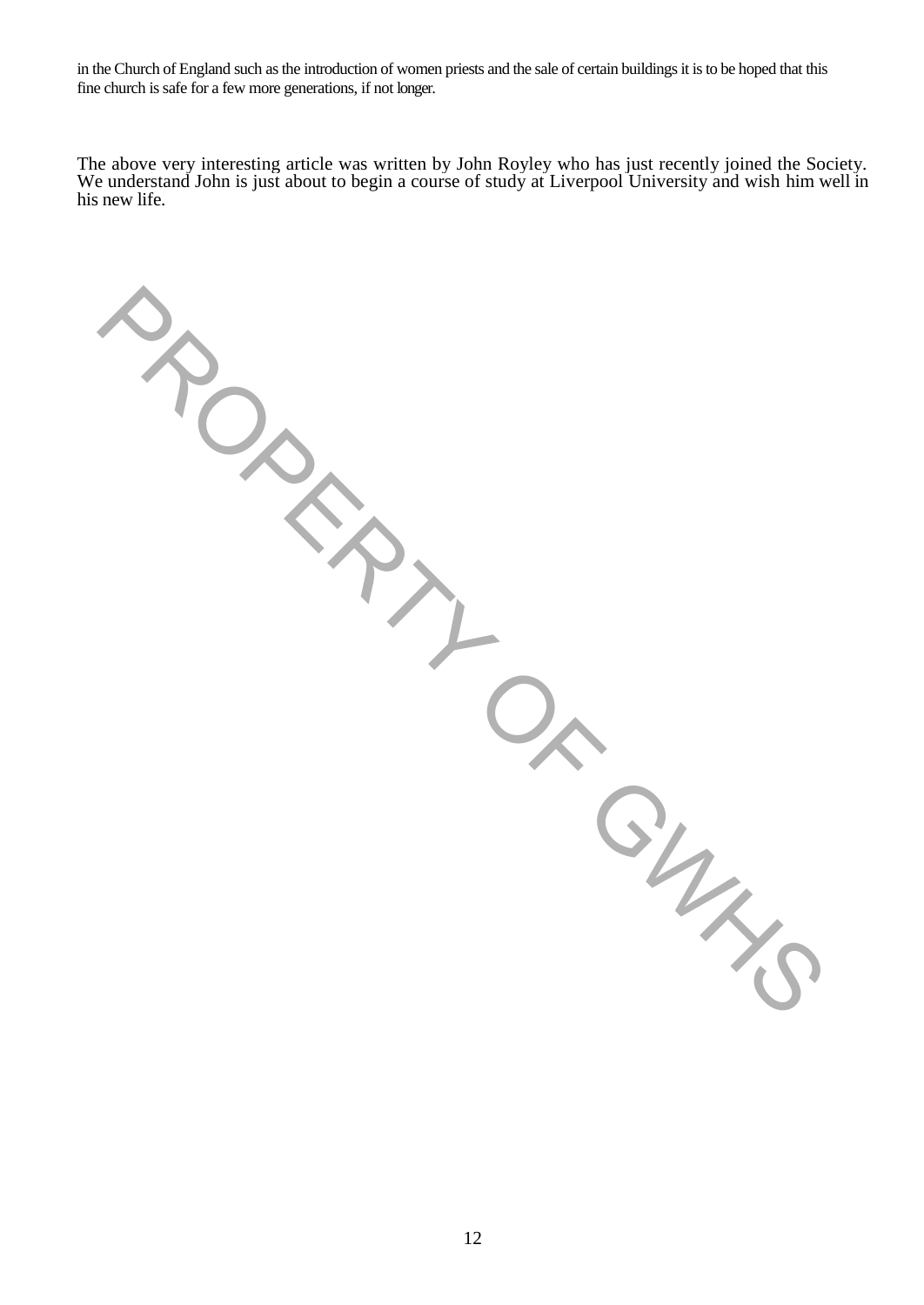in the Church of England such as the introduction of women priests and the sale of certain buildings it is to be hoped that this fine church is safe for a few more generations, if not longer.

The above very interesting article was written by John Royley who has just recently joined the Society. We understand John is just about to begin a course of study at Liverpool University and wish him well in his new life.